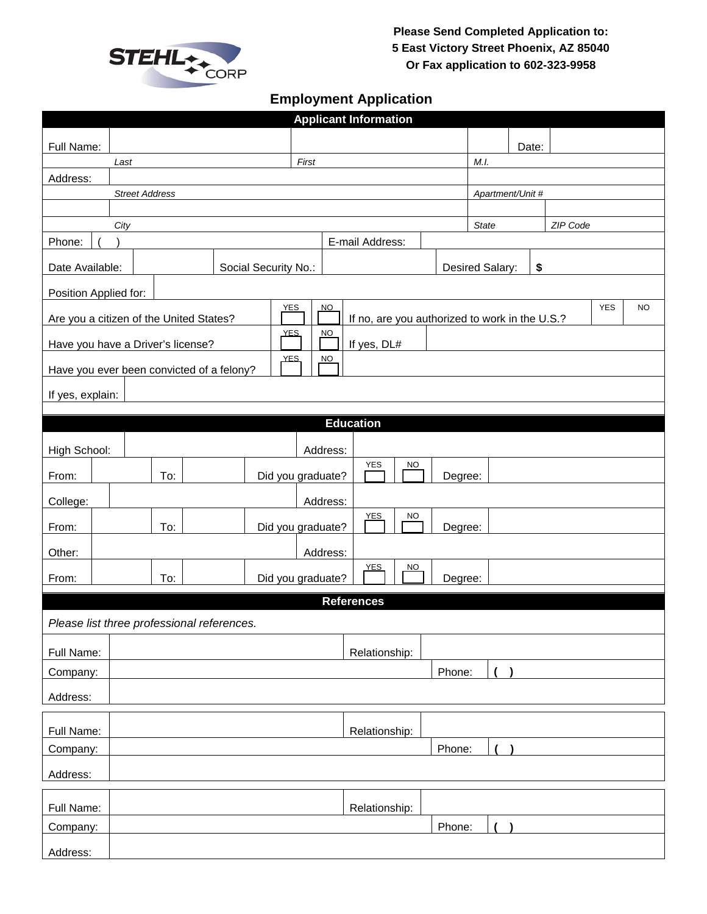STEHL CORP

**Please Send Completed Application to:**
**5 East Victory Street Phoenix, AZ 85040**
**Or Fax application to 602-323-9958**

# Employment Application

## Applicant Information

| | | | | |
|---|---|---|---|---|
| Full Name: | | | | Date: |
| | *Last* | *First* | *M.I.* | |
| Address: | | | | |
| | *Street Address* | | *Apartment/Unit #* | |
| | | | | |
| | *City* | | *State* | *ZIP Code* |
| Phone: ( ) | | E-mail Address: | | |
| Date Available: | | Social Security No.: | | Desired Salary: $ |
| Position Applied for: | | | | |

| | YES | NO | | YES | NO |
|---|---|---|---|---|---|
| Are you a citizen of the United States? | ☐ | ☐ | If no, are you authorized to work in the U.S.? | ☐ | ☐ |
| Have you have a Driver's license? | ☐ | ☐ | If yes, DL# | | |
| Have you ever been convicted of a felony? | ☐ | ☐ | | | |

If yes, explain:

## Education

| | | | | | |
|---|---|---|---|---|---|
| High School: | | Address: | | | |
| From: | To: | Did you graduate? | YES ☐ | NO ☐ | Degree: |
| College: | | Address: | | | |
| From: | To: | Did you graduate? | YES ☐ | NO ☐ | Degree: |
| Other: | | Address: | | | |
| From: | To: | Did you graduate? | YES ☐ | NO ☐ | Degree: |

## References

*Please list three professional references.*

| | | | |
|---|---|---|---|
| Full Name: | | Relationship: | |
| Company: | | Phone: | ( ) |
| Address: | | | |

| | | | |
|---|---|---|---|
| Full Name: | | Relationship: | |
| Company: | | Phone: | ( ) |
| Address: | | | |

| | | | |
|---|---|---|---|
| Full Name: | | Relationship: | |
| Company: | | Phone: | ( ) |
| Address: | | | |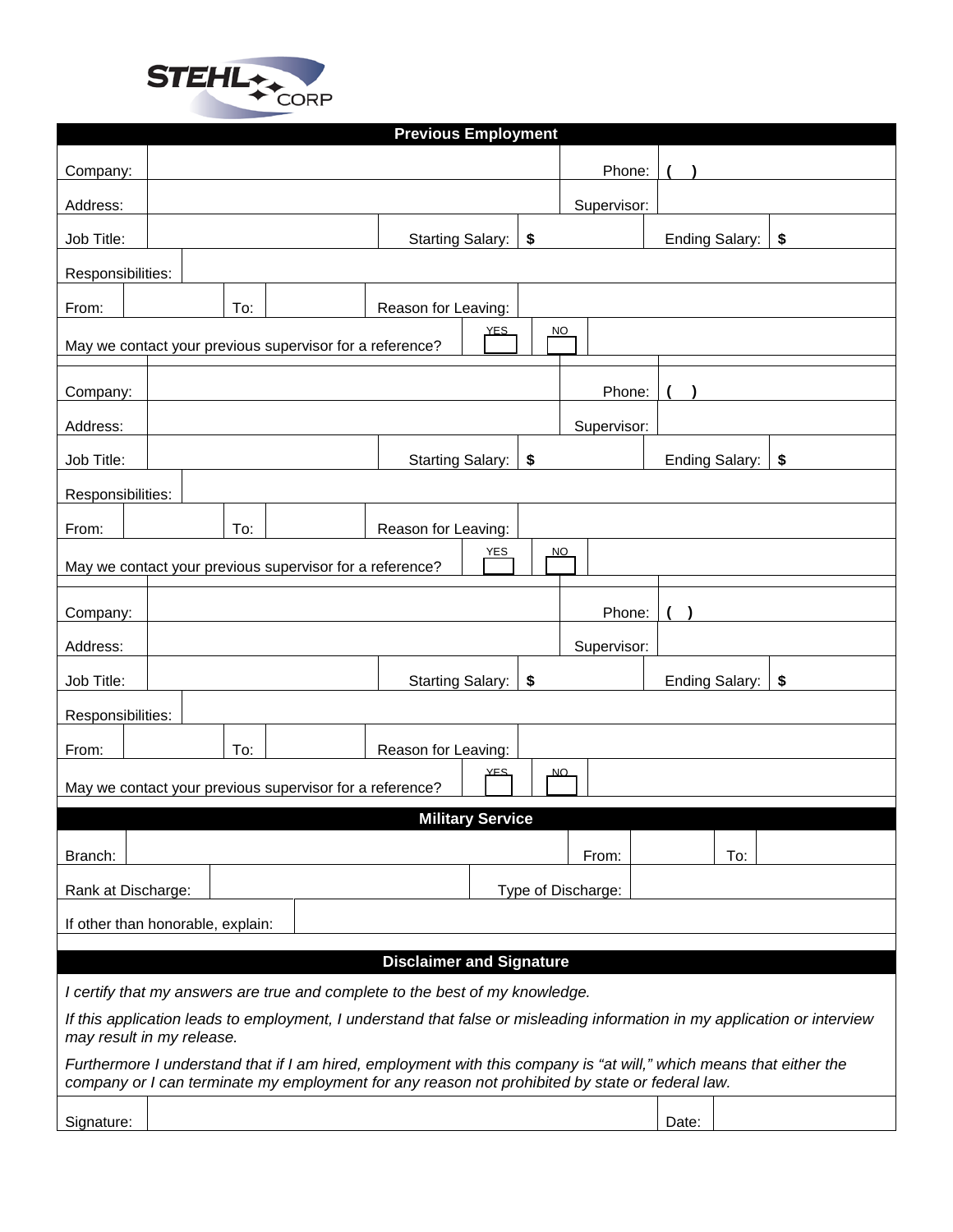STEHL CORP

## Previous Employment

| | | | | | |
|---|---|---|---|---|---|
| Company: | | | | Phone: | ( ) |
| Address: | | | | Supervisor: | |
| Job Title: | | Starting Salary: | $ | Ending Salary: | $ |
| Responsibilities: | | | | | |
| From: | | To: | | Reason for Leaving: | |
| May we contact your previous supervisor for a reference? | | YES ☐ | | NO ☐ | |

| | | | | | |
|---|---|---|---|---|---|
| Company: | | | | Phone: | ( ) |
| Address: | | | | Supervisor: | |
| Job Title: | | Starting Salary: | $ | Ending Salary: | $ |
| Responsibilities: | | | | | |
| From: | | To: | | Reason for Leaving: | |
| May we contact your previous supervisor for a reference? | | YES ☐ | | NO ☐ | |

| | | | | | |
|---|---|---|---|---|---|
| Company: | | | | Phone: | ( ) |
| Address: | | | | Supervisor: | |
| Job Title: | | Starting Salary: | $ | Ending Salary: | $ |
| Responsibilities: | | | | | |
| From: | | To: | | Reason for Leaving: | |
| May we contact your previous supervisor for a reference? | | YES ☐ | | NO ☐ | |

## Military Service

| | | | | | |
|---|---|---|---|---|---|
| Branch: | | From: | | To: | |
| Rank at Discharge: | | Type of Discharge: | | | |
| If other than honorable, explain: | | | | | |

## Disclaimer and Signature

*I certify that my answers are true and complete to the best of my knowledge.*

*If this application leads to employment, I understand that false or misleading information in my application or interview may result in my release.*

*Furthermore I understand that if I am hired, employment with this company is "at will," which means that either the company or I can terminate my employment for any reason not prohibited by state or federal law.*

| | | | |
|---|---|---|---|
| Signature: | | Date: | |